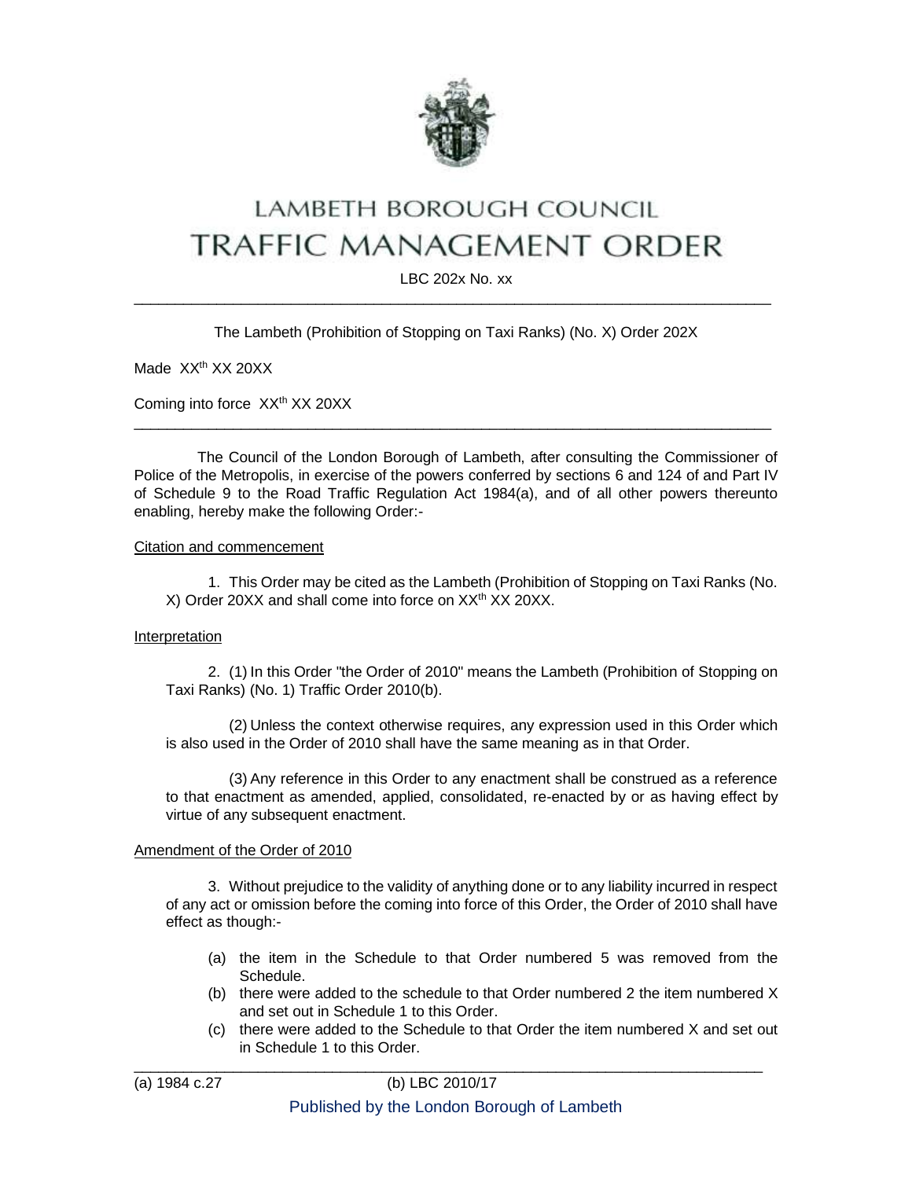# LAMBETH BOROUGH COUNCIL
# TRAFFIC MANAGEMENT ORDER

LBC 202x No. xx

---

The Lambeth (Prohibition of Stopping on Taxi Ranks) (No. X) Order 202X

Made XX[th] XX 20XX

Coming into force XX[th] XX 20XX

---

The Council of the London Borough of Lambeth, after consulting the Commissioner of Police of the Metropolis, in exercise of the powers conferred by sections 6 and 124 of and Part IV of Schedule 9 to the Road Traffic Regulation Act 1984(a), and of all other powers thereunto enabling, hereby make the following Order:-

## Citation and commencement

1. This Order may be cited as the Lambeth (Prohibition of Stopping on Taxi Ranks (No. X) Order 20XX and shall come into force on XX[th] XX 20XX.

## Interpretation

2. (1) In this Order "the Order of 2010" means the Lambeth (Prohibition of Stopping on Taxi Ranks) (No. 1) Traffic Order 2010(b).

(2) Unless the context otherwise requires, any expression used in this Order which is also used in the Order of 2010 shall have the same meaning as in that Order.

(3) Any reference in this Order to any enactment shall be construed as a reference to that enactment as amended, applied, consolidated, re-enacted by or as having effect by virtue of any subsequent enactment.

## Amendment of the Order of 2010

3. Without prejudice to the validity of anything done or to any liability incurred in respect of any act or omission before the coming into force of this Order, the Order of 2010 shall have effect as though:-

(a) the item in the Schedule to that Order numbered 5 was removed from the Schedule.
(b) there were added to the schedule to that Order numbered 2 the item numbered X and set out in Schedule 1 to this Order.
(c) there were added to the Schedule to that Order the item numbered X and set out in Schedule 1 to this Order.

---

(a) 1984 c.27 (b) LBC 2010/17

Published by the London Borough of Lambeth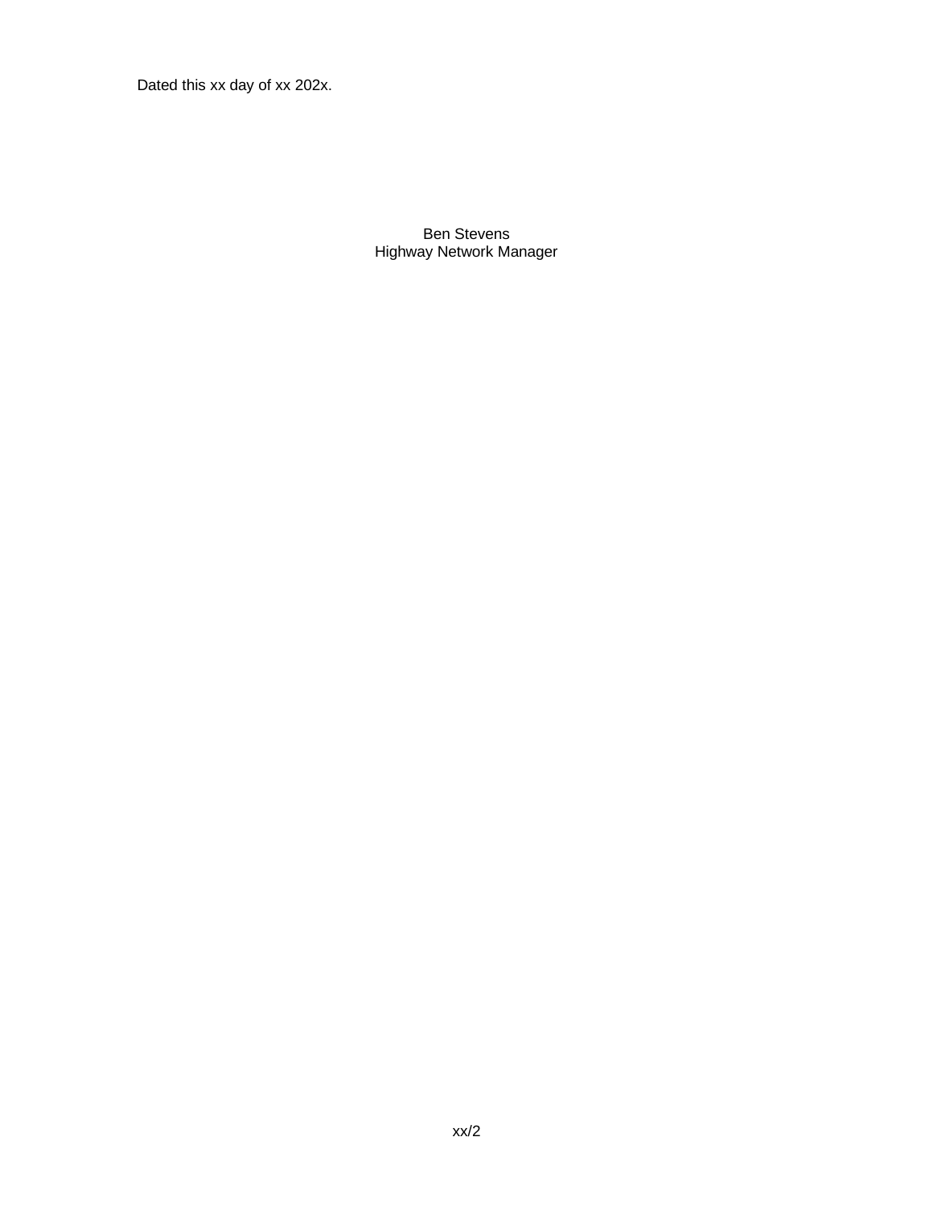Dated this xx day of xx 202x.

Ben Stevens
Highway Network Manager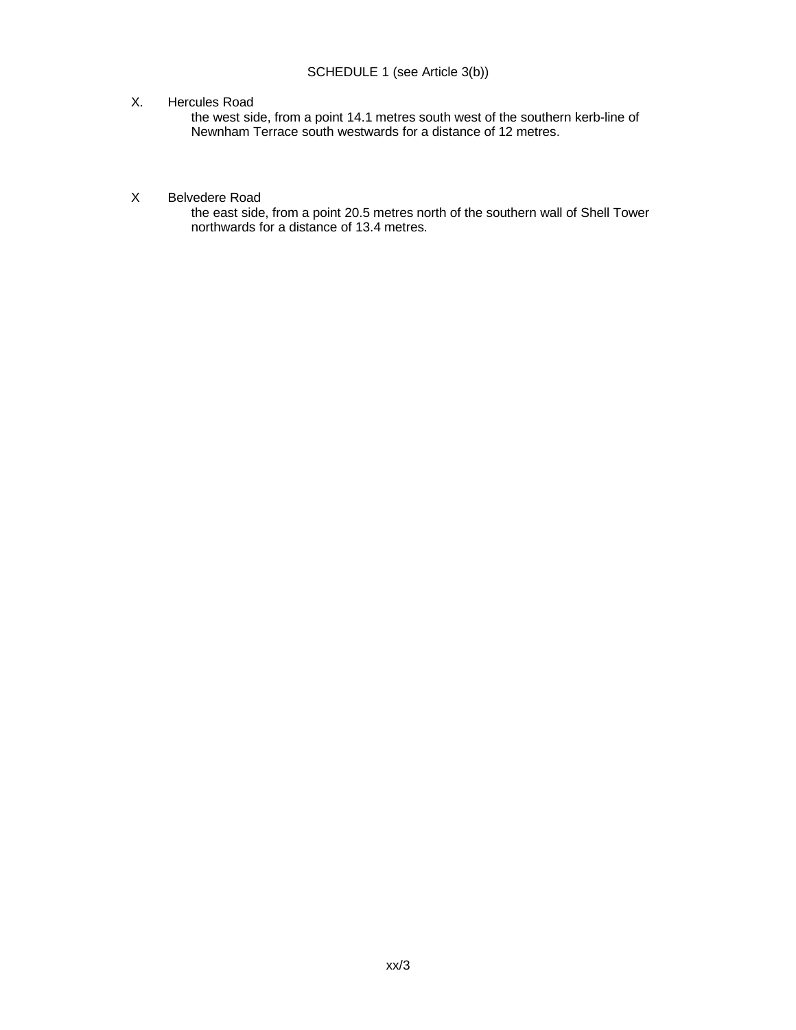SCHEDULE 1 (see Article 3(b))

X. Hercules Road

the west side, from a point 14.1 metres south west of the southern kerb-line of Newnham Terrace south westwards for a distance of 12 metres.

X Belvedere Road

the east side, from a point 20.5 metres north of the southern wall of Shell Tower northwards for a distance of 13.4 metres.